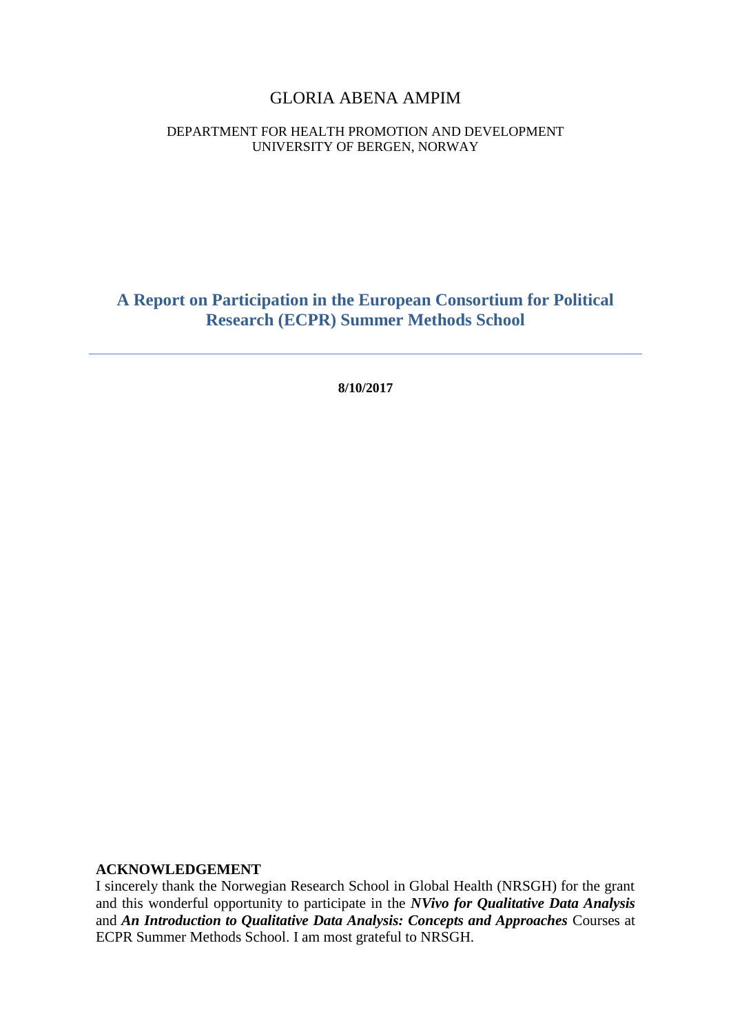GLORIA ABENA AMPIM

DEPARTMENT FOR HEALTH PROMOTION AND DEVELOPMENT
UNIVERSITY OF BERGEN, NORWAY

# A Report on Participation in the European Consortium for Political Research (ECPR) Summer Methods School

---

**8/10/2017**

**ACKNOWLEDGEMENT**

I sincerely thank the Norwegian Research School in Global Health (NRSGH) for the grant and this wonderful opportunity to participate in the ***NVivo for Qualitative Data Analysis*** and ***An Introduction to Qualitative Data Analysis: Concepts and Approaches*** Courses at ECPR Summer Methods School. I am most grateful to NRSGH.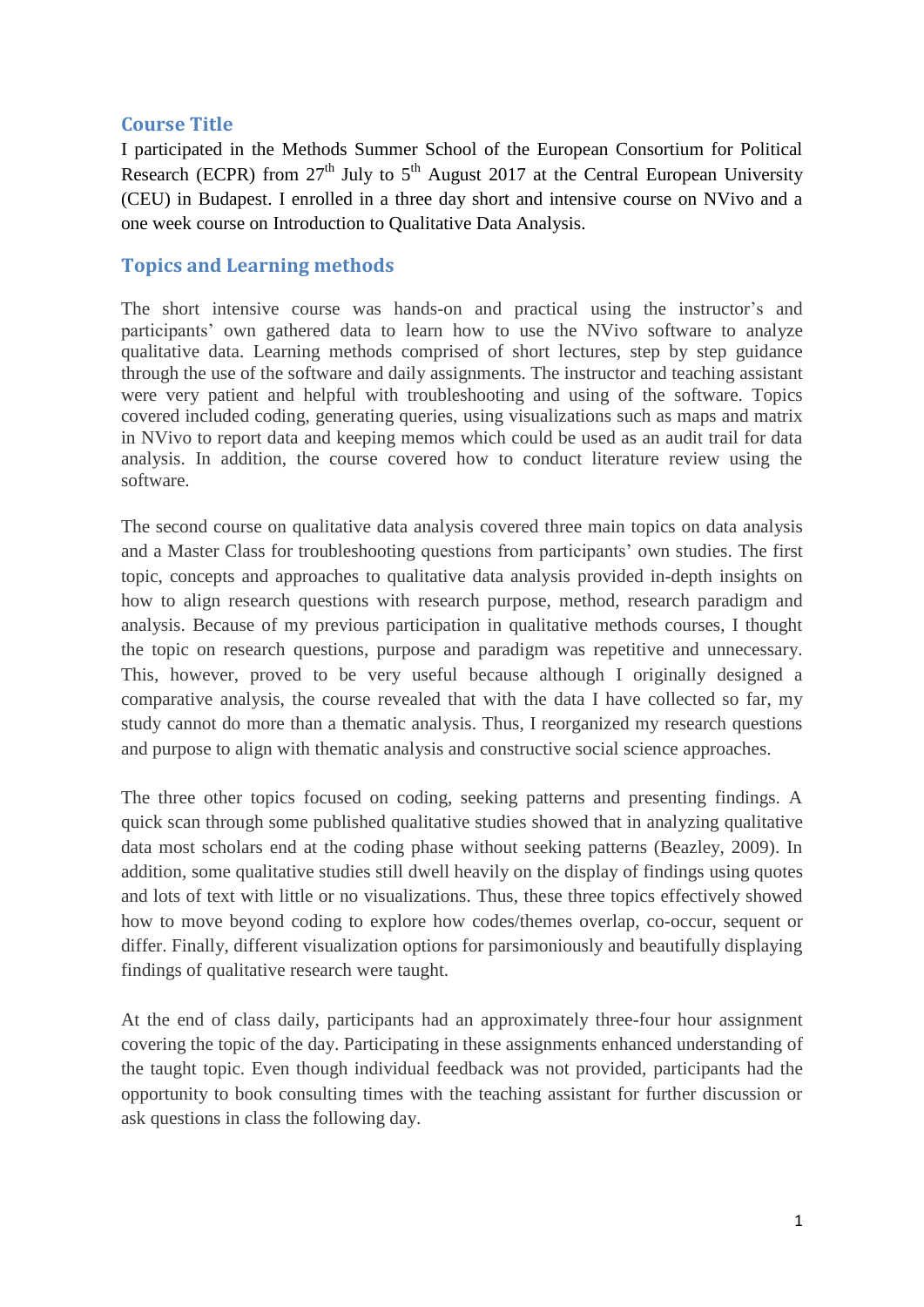## Course Title

I participated in the Methods Summer School of the European Consortium for Political Research (ECPR) from 27th July to 5th August 2017 at the Central European University (CEU) in Budapest. I enrolled in a three day short and intensive course on NVivo and a one week course on Introduction to Qualitative Data Analysis.

## Topics and Learning methods

The short intensive course was hands-on and practical using the instructor's and participants' own gathered data to learn how to use the NVivo software to analyze qualitative data. Learning methods comprised of short lectures, step by step guidance through the use of the software and daily assignments. The instructor and teaching assistant were very patient and helpful with troubleshooting and using of the software. Topics covered included coding, generating queries, using visualizations such as maps and matrix in NVivo to report data and keeping memos which could be used as an audit trail for data analysis. In addition, the course covered how to conduct literature review using the software.

The second course on qualitative data analysis covered three main topics on data analysis and a Master Class for troubleshooting questions from participants' own studies. The first topic, concepts and approaches to qualitative data analysis provided in-depth insights on how to align research questions with research purpose, method, research paradigm and analysis. Because of my previous participation in qualitative methods courses, I thought the topic on research questions, purpose and paradigm was repetitive and unnecessary. This, however, proved to be very useful because although I originally designed a comparative analysis, the course revealed that with the data I have collected so far, my study cannot do more than a thematic analysis. Thus, I reorganized my research questions and purpose to align with thematic analysis and constructive social science approaches.

The three other topics focused on coding, seeking patterns and presenting findings. A quick scan through some published qualitative studies showed that in analyzing qualitative data most scholars end at the coding phase without seeking patterns (Beazley, 2009). In addition, some qualitative studies still dwell heavily on the display of findings using quotes and lots of text with little or no visualizations. Thus, these three topics effectively showed how to move beyond coding to explore how codes/themes overlap, co-occur, sequent or differ. Finally, different visualization options for parsimoniously and beautifully displaying findings of qualitative research were taught.

At the end of class daily, participants had an approximately three-four hour assignment covering the topic of the day. Participating in these assignments enhanced understanding of the taught topic. Even though individual feedback was not provided, participants had the opportunity to book consulting times with the teaching assistant for further discussion or ask questions in class the following day.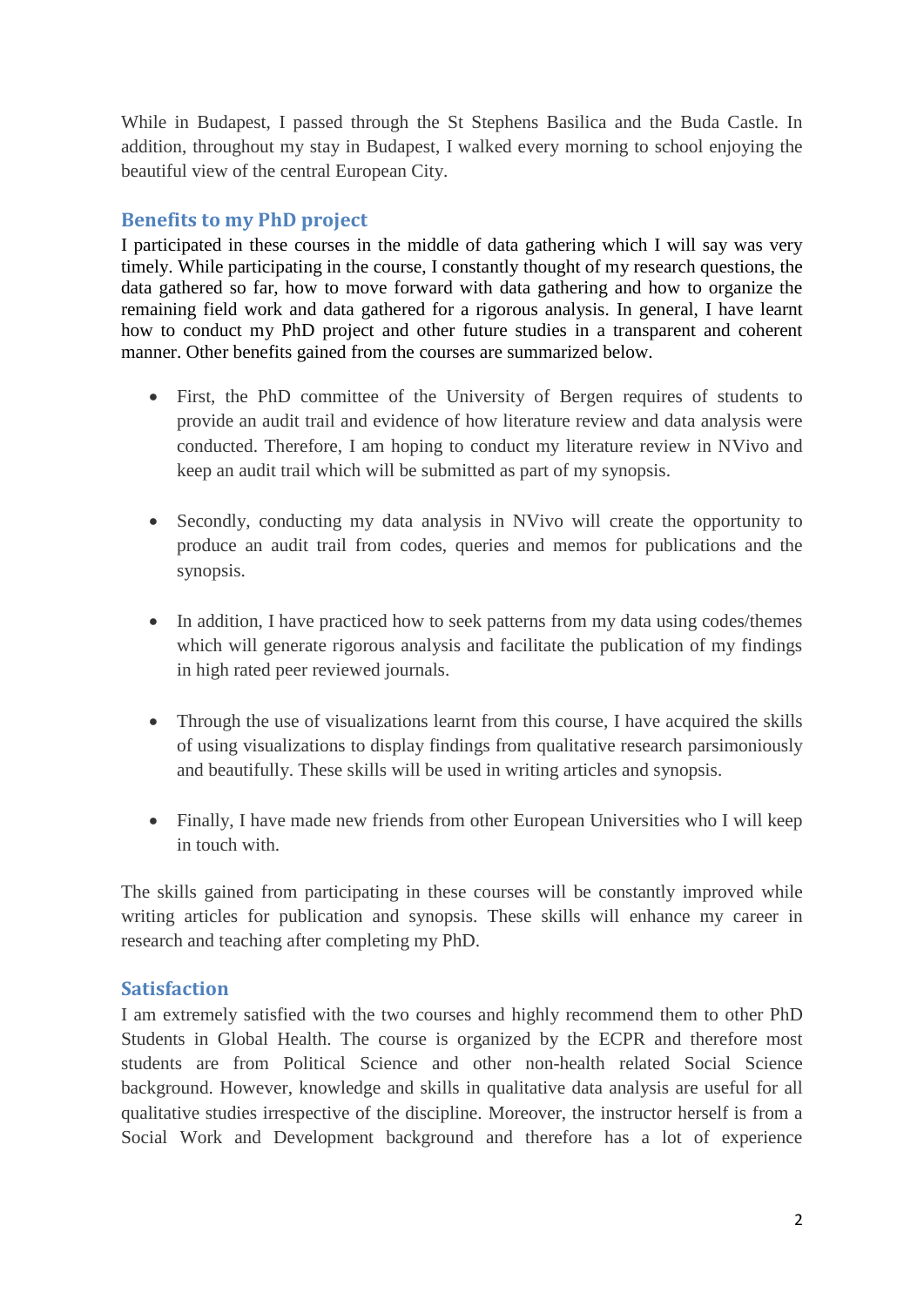While in Budapest, I passed through the St Stephens Basilica and the Buda Castle. In addition, throughout my stay in Budapest, I walked every morning to school enjoying the beautiful view of the central European City.

## Benefits to my PhD project

I participated in these courses in the middle of data gathering which I will say was very timely. While participating in the course, I constantly thought of my research questions, the data gathered so far, how to move forward with data gathering and how to organize the remaining field work and data gathered for a rigorous analysis. In general, I have learnt how to conduct my PhD project and other future studies in a transparent and coherent manner. Other benefits gained from the courses are summarized below.

- First, the PhD committee of the University of Bergen requires of students to provide an audit trail and evidence of how literature review and data analysis were conducted. Therefore, I am hoping to conduct my literature review in NVivo and keep an audit trail which will be submitted as part of my synopsis.

- Secondly, conducting my data analysis in NVivo will create the opportunity to produce an audit trail from codes, queries and memos for publications and the synopsis.

- In addition, I have practiced how to seek patterns from my data using codes/themes which will generate rigorous analysis and facilitate the publication of my findings in high rated peer reviewed journals.

- Through the use of visualizations learnt from this course, I have acquired the skills of using visualizations to display findings from qualitative research parsimoniously and beautifully. These skills will be used in writing articles and synopsis.

- Finally, I have made new friends from other European Universities who I will keep in touch with.

The skills gained from participating in these courses will be constantly improved while writing articles for publication and synopsis. These skills will enhance my career in research and teaching after completing my PhD.

## Satisfaction

I am extremely satisfied with the two courses and highly recommend them to other PhD Students in Global Health. The course is organized by the ECPR and therefore most students are from Political Science and other non-health related Social Science background. However, knowledge and skills in qualitative data analysis are useful for all qualitative studies irrespective of the discipline. Moreover, the instructor herself is from a Social Work and Development background and therefore has a lot of experience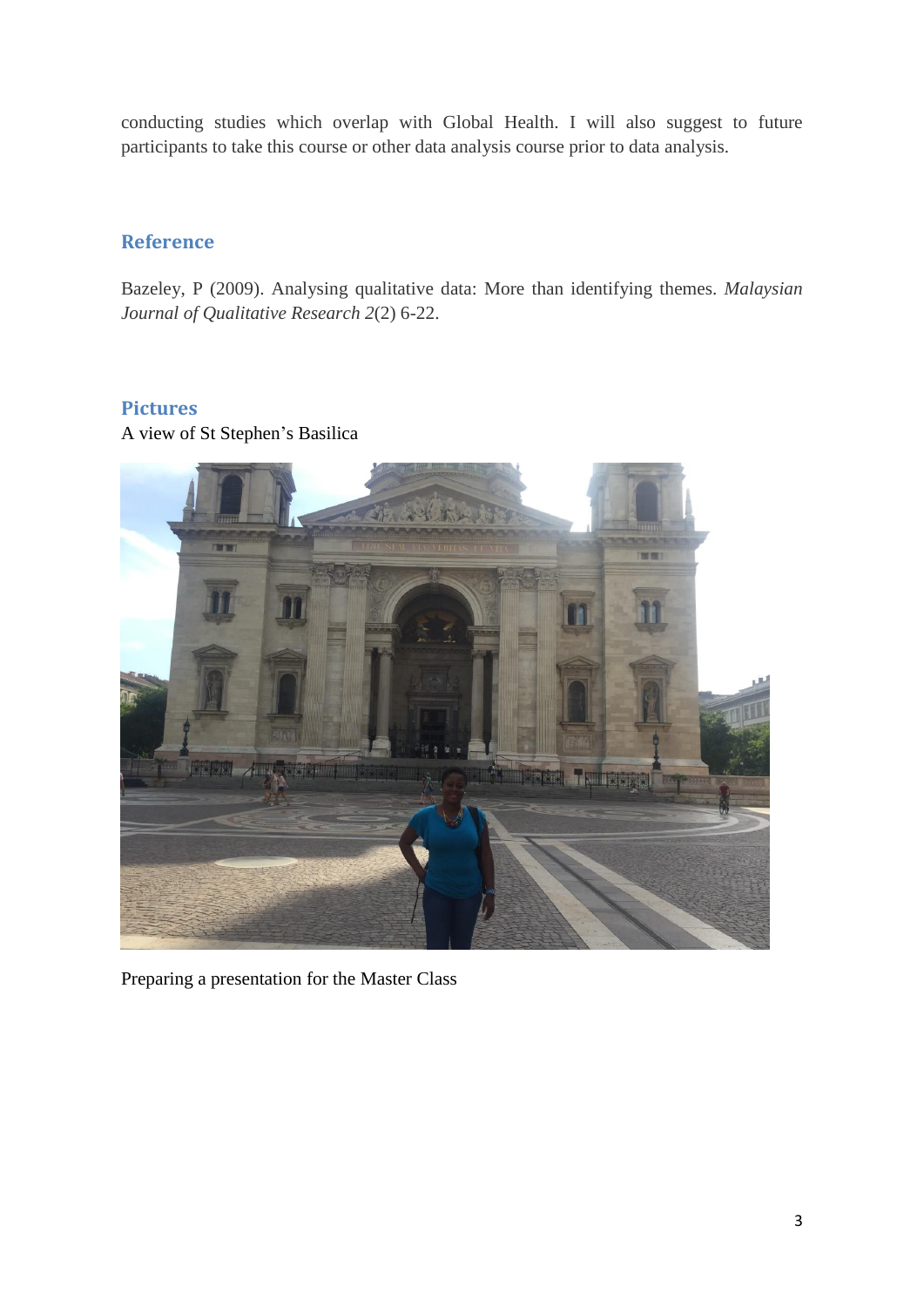conducting studies which overlap with Global Health. I will also suggest to future participants to take this course or other data analysis course prior to data analysis.

## Reference

Bazeley, P (2009). Analysing qualitative data: More than identifying themes. *Malaysian Journal of Qualitative Research 2*(2) 6-22.

## Pictures

A view of St Stephen's Basilica

Preparing a presentation for the Master Class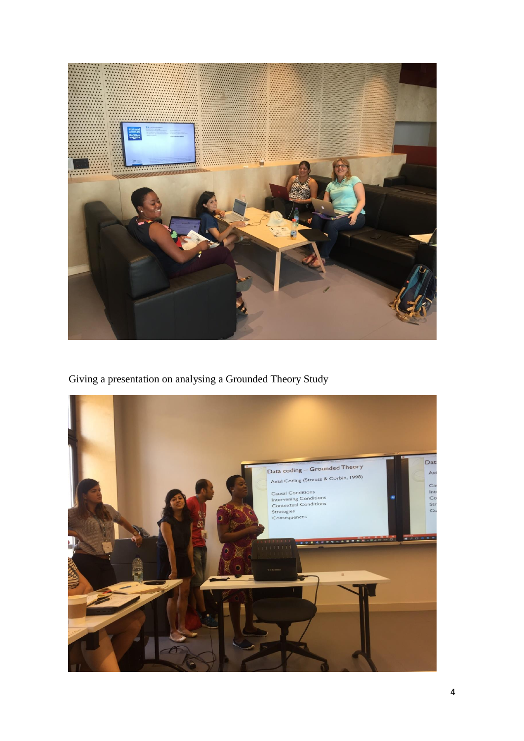Giving a presentation on analysing a Grounded Theory Study